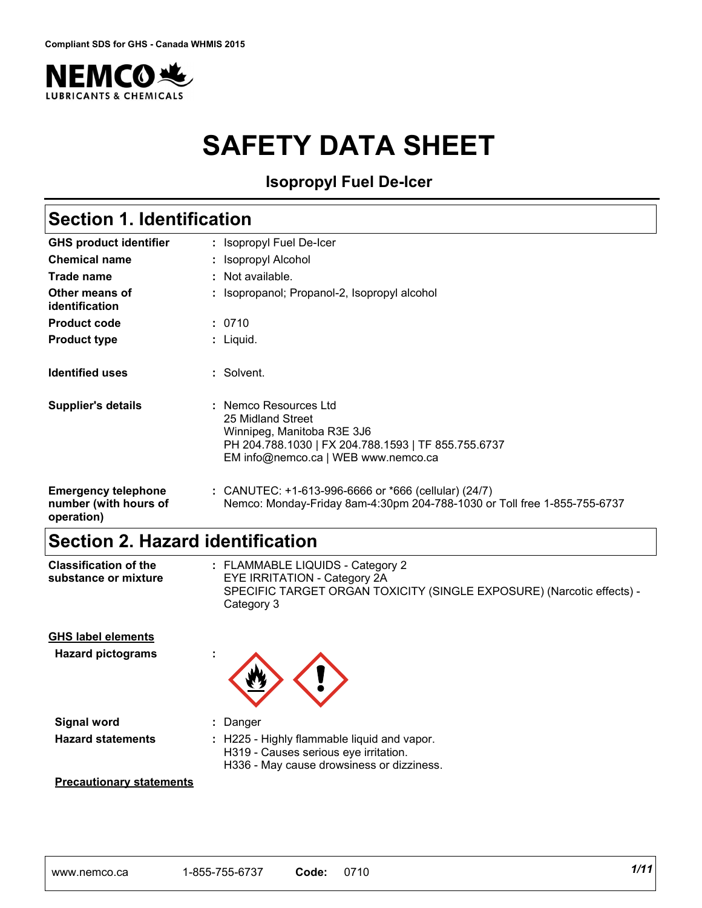Compliant SDS for GHS - Canada WHMIS 2015

NEMCO LUBRICANTS & CHEMICALS

# SAFETY DATA SHEET

**Isopropyl Fuel De-Icer**

## Section 1. Identification

| | | |
|---|---|---|
| **GHS product identifier** | : | Isopropyl Fuel De-Icer |
| **Chemical name** | : | Isopropyl Alcohol |
| **Trade name** | : | Not available. |
| **Other means of identification** | : | Isopropanol; Propanol-2, Isopropyl alcohol |
| **Product code** | : | 0710 |
| **Product type** | : | Liquid. |
| **Identified uses** | : | Solvent. |
| **Supplier's details** | : | Nemco Resources Ltd<br>25 Midland Street<br>Winnipeg, Manitoba R3E 3J6<br>PH 204.788.1030 \| FX 204.788.1593 \| TF 855.755.6737<br>EM info@nemco.ca \| WEB www.nemco.ca |
| **Emergency telephone number (with hours of operation)** | : | CANUTEC: +1-613-996-6666 or *666 (cellular) (24/7)<br>Nemco: Monday-Friday 8am-4:30pm 204-788-1030 or Toll free 1-855-755-6737 |

## Section 2. Hazard identification

| | | |
|---|---|---|
| **Classification of the substance or mixture** | : | FLAMMABLE LIQUIDS - Category 2<br>EYE IRRITATION - Category 2A<br>SPECIFIC TARGET ORGAN TOXICITY (SINGLE EXPOSURE) (Narcotic effects) - Category 3 |

**GHS label elements**

| | | |
|---|---|---|
| **Hazard pictograms** | : | |
| **Signal word** | : | Danger |
| **Hazard statements** | : | H225 - Highly flammable liquid and vapor.<br>H319 - Causes serious eye irritation.<br>H336 - May cause drowsiness or dizziness. |

**Precautionary statements**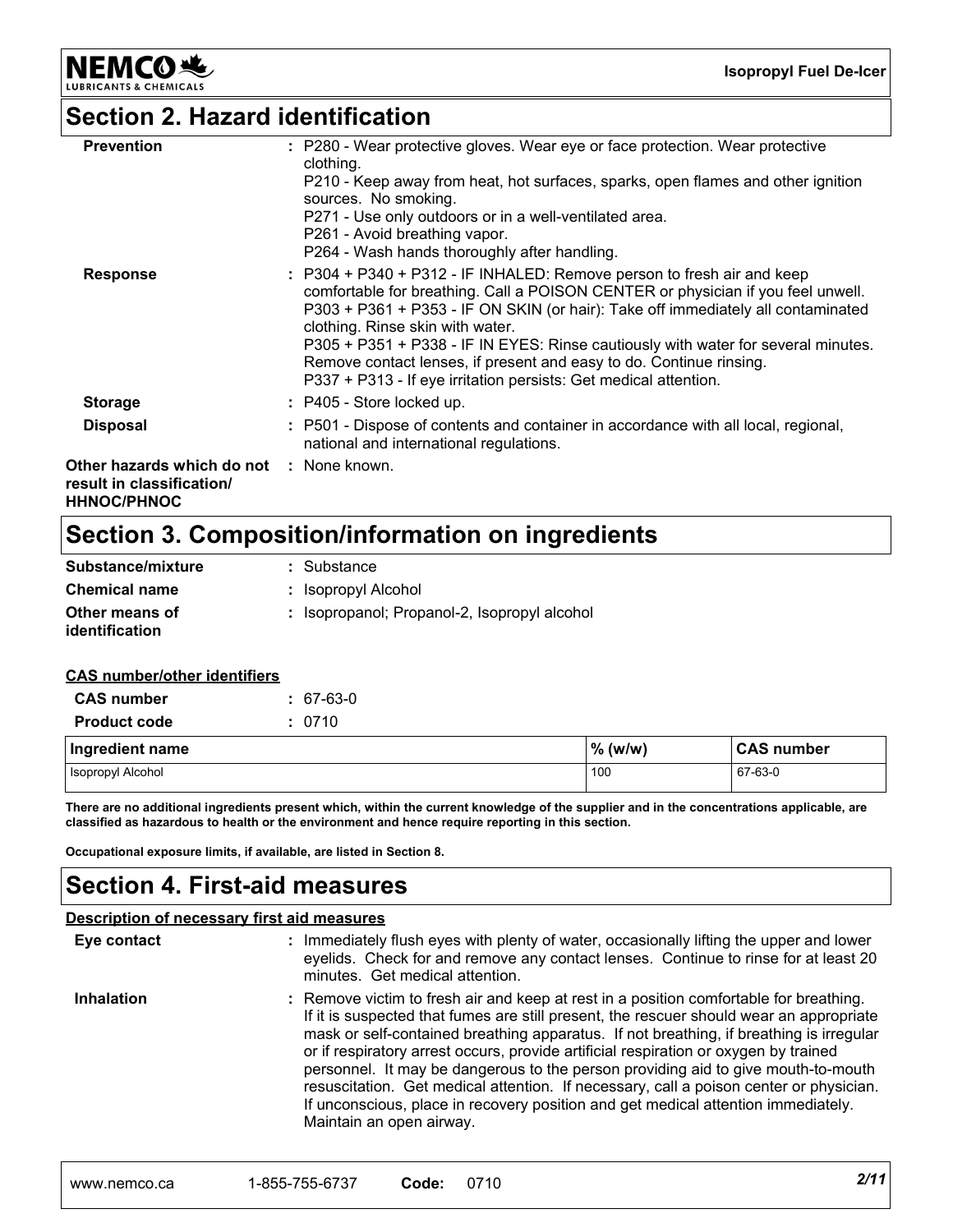## Section 2. Hazard identification

**Prevention** : P280 - Wear protective gloves. Wear eye or face protection. Wear protective clothing.
P210 - Keep away from heat, hot surfaces, sparks, open flames and other ignition sources. No smoking.
P271 - Use only outdoors or in a well-ventilated area.
P261 - Avoid breathing vapor.
P264 - Wash hands thoroughly after handling.

**Response** : P304 + P340 + P312 - IF INHALED: Remove person to fresh air and keep comfortable for breathing. Call a POISON CENTER or physician if you feel unwell.
P303 + P361 + P353 - IF ON SKIN (or hair): Take off immediately all contaminated clothing. Rinse skin with water.
P305 + P351 + P338 - IF IN EYES: Rinse cautiously with water for several minutes. Remove contact lenses, if present and easy to do. Continue rinsing.
P337 + P313 - If eye irritation persists: Get medical attention.

**Storage** : P405 - Store locked up.

**Disposal** : P501 - Dispose of contents and container in accordance with all local, regional, national and international regulations.

**Other hazards which do not result in classification/ HHNOC/PHNOC** : None known.

## Section 3. Composition/information on ingredients

**Substance/mixture** : Substance

**Chemical name** : Isopropyl Alcohol

**Other means of identification** : Isopropanol; Propanol-2, Isopropyl alcohol

**CAS number/other identifiers**

**CAS number** : 67-63-0

**Product code** : 0710

| Ingredient name | % (w/w) | CAS number |
|---|---|---|
| Isopropyl Alcohol | 100 | 67-63-0 |

**There are no additional ingredients present which, within the current knowledge of the supplier and in the concentrations applicable, are classified as hazardous to health or the environment and hence require reporting in this section.**

**Occupational exposure limits, if available, are listed in Section 8.**

## Section 4. First-aid measures

**Description of necessary first aid measures**

**Eye contact** : Immediately flush eyes with plenty of water, occasionally lifting the upper and lower eyelids. Check for and remove any contact lenses. Continue to rinse for at least 20 minutes. Get medical attention.

**Inhalation** : Remove victim to fresh air and keep at rest in a position comfortable for breathing. If it is suspected that fumes are still present, the rescuer should wear an appropriate mask or self-contained breathing apparatus. If not breathing, if breathing is irregular or if respiratory arrest occurs, provide artificial respiration or oxygen by trained personnel. It may be dangerous to the person providing aid to give mouth-to-mouth resuscitation. Get medical attention. If necessary, call a poison center or physician. If unconscious, place in recovery position and get medical attention immediately. Maintain an open airway.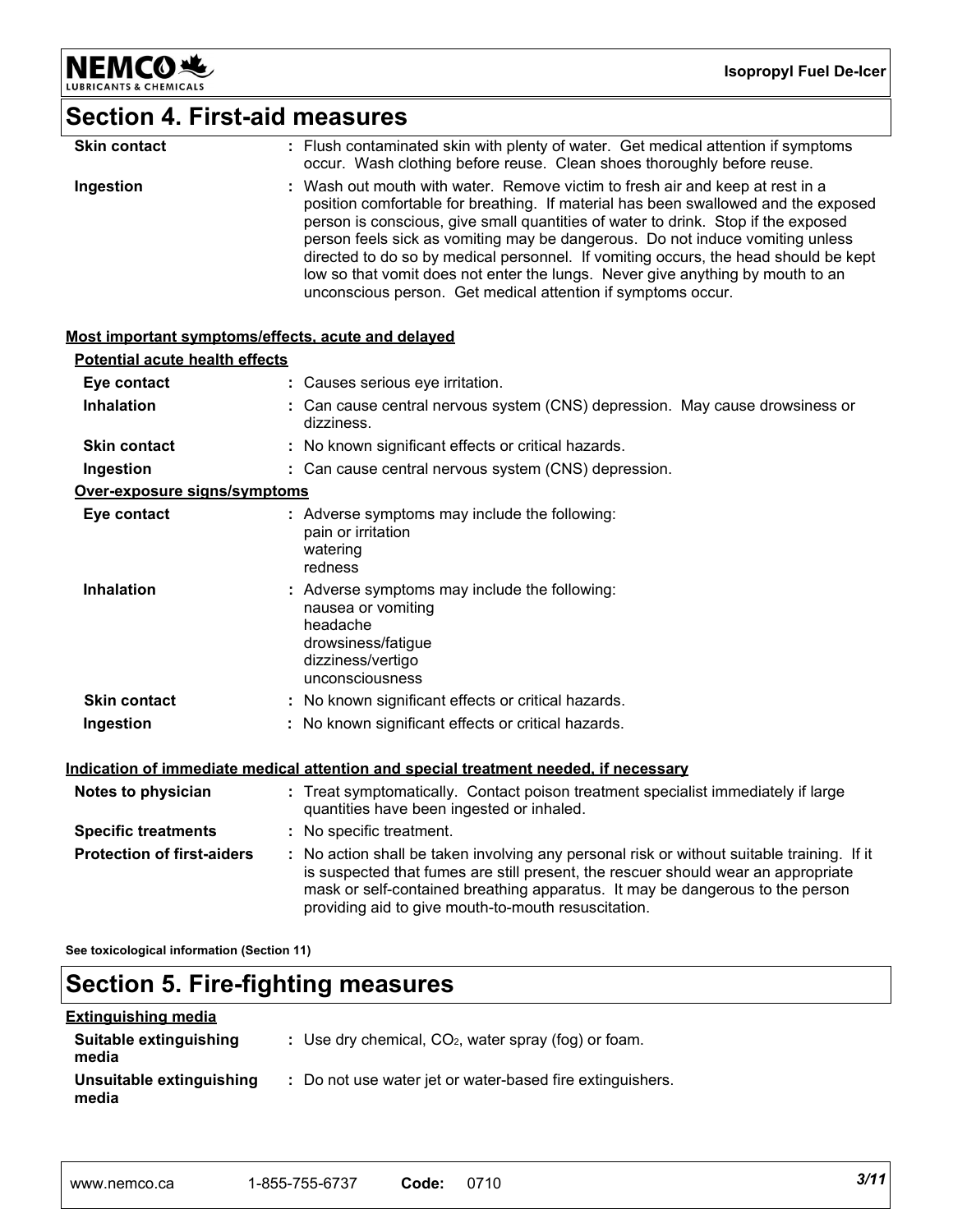## Section 4. First-aid measures

| | |
|---|---|
| **Skin contact** | : Flush contaminated skin with plenty of water. Get medical attention if symptoms occur. Wash clothing before reuse. Clean shoes thoroughly before reuse. |
| **Ingestion** | : Wash out mouth with water. Remove victim to fresh air and keep at rest in a position comfortable for breathing. If material has been swallowed and the exposed person is conscious, give small quantities of water to drink. Stop if the exposed person feels sick as vomiting may be dangerous. Do not induce vomiting unless directed to do so by medical personnel. If vomiting occurs, the head should be kept low so that vomit does not enter the lungs. Never give anything by mouth to an unconscious person. Get medical attention if symptoms occur. |

**Most important symptoms/effects, acute and delayed**

**Potential acute health effects**

| | |
|---|---|
| **Eye contact** | : Causes serious eye irritation. |
| **Inhalation** | : Can cause central nervous system (CNS) depression. May cause drowsiness or dizziness. |
| **Skin contact** | : No known significant effects or critical hazards. |
| **Ingestion** | : Can cause central nervous system (CNS) depression. |

**Over-exposure signs/symptoms**

| | |
|---|---|
| **Eye contact** | : Adverse symptoms may include the following:<br>pain or irritation<br>watering<br>redness |
| **Inhalation** | : Adverse symptoms may include the following:<br>nausea or vomiting<br>headache<br>drowsiness/fatigue<br>dizziness/vertigo<br>unconsciousness |
| **Skin contact** | : No known significant effects or critical hazards. |
| **Ingestion** | : No known significant effects or critical hazards. |

**Indication of immediate medical attention and special treatment needed, if necessary**

| | |
|---|---|
| **Notes to physician** | : Treat symptomatically. Contact poison treatment specialist immediately if large quantities have been ingested or inhaled. |
| **Specific treatments** | : No specific treatment. |
| **Protection of first-aiders** | : No action shall be taken involving any personal risk or without suitable training. If it is suspected that fumes are still present, the rescuer should wear an appropriate mask or self-contained breathing apparatus. It may be dangerous to the person providing aid to give mouth-to-mouth resuscitation. |

**See toxicological information (Section 11)**

## Section 5. Fire-fighting measures

**Extinguishing media**

| | |
|---|---|
| **Suitable extinguishing media** | : Use dry chemical, $CO_2$, water spray (fog) or foam. |
| **Unsuitable extinguishing media** | : Do not use water jet or water-based fire extinguishers. |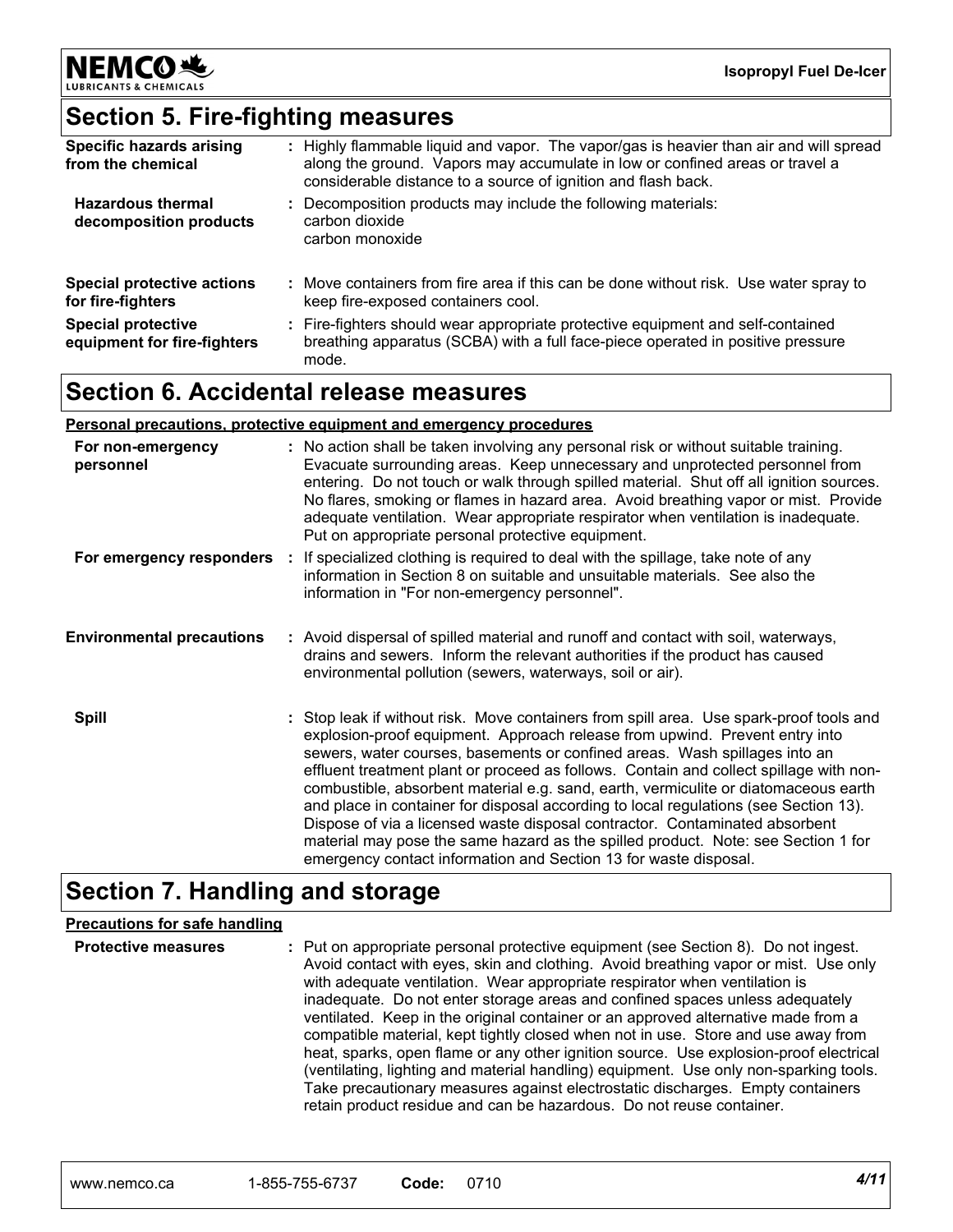## Section 5. Fire-fighting measures

**Specific hazards arising from the chemical** : Highly flammable liquid and vapor. The vapor/gas is heavier than air and will spread along the ground. Vapors may accumulate in low or confined areas or travel a considerable distance to a source of ignition and flash back.

**Hazardous thermal decomposition products** : Decomposition products may include the following materials:
carbon dioxide
carbon monoxide

**Special protective actions for fire-fighters** : Move containers from fire area if this can be done without risk. Use water spray to keep fire-exposed containers cool.

**Special protective equipment for fire-fighters** : Fire-fighters should wear appropriate protective equipment and self-contained breathing apparatus (SCBA) with a full face-piece operated in positive pressure mode.

## Section 6. Accidental release measures

**Personal precautions, protective equipment and emergency procedures**

**For non-emergency personnel** : No action shall be taken involving any personal risk or without suitable training. Evacuate surrounding areas. Keep unnecessary and unprotected personnel from entering. Do not touch or walk through spilled material. Shut off all ignition sources. No flares, smoking or flames in hazard area. Avoid breathing vapor or mist. Provide adequate ventilation. Wear appropriate respirator when ventilation is inadequate. Put on appropriate personal protective equipment.

**For emergency responders** : If specialized clothing is required to deal with the spillage, take note of any information in Section 8 on suitable and unsuitable materials. See also the information in "For non-emergency personnel".

**Environmental precautions** : Avoid dispersal of spilled material and runoff and contact with soil, waterways, drains and sewers. Inform the relevant authorities if the product has caused environmental pollution (sewers, waterways, soil or air).

**Spill** : Stop leak if without risk. Move containers from spill area. Use spark-proof tools and explosion-proof equipment. Approach release from upwind. Prevent entry into sewers, water courses, basements or confined areas. Wash spillages into an effluent treatment plant or proceed as follows. Contain and collect spillage with non-combustible, absorbent material e.g. sand, earth, vermiculite or diatomaceous earth and place in container for disposal according to local regulations (see Section 13). Dispose of via a licensed waste disposal contractor. Contaminated absorbent material may pose the same hazard as the spilled product. Note: see Section 1 for emergency contact information and Section 13 for waste disposal.

## Section 7. Handling and storage

**Precautions for safe handling**

**Protective measures** : Put on appropriate personal protective equipment (see Section 8). Do not ingest. Avoid contact with eyes, skin and clothing. Avoid breathing vapor or mist. Use only with adequate ventilation. Wear appropriate respirator when ventilation is inadequate. Do not enter storage areas and confined spaces unless adequately ventilated. Keep in the original container or an approved alternative made from a compatible material, kept tightly closed when not in use. Store and use away from heat, sparks, open flame or any other ignition source. Use explosion-proof electrical (ventilating, lighting and material handling) equipment. Use only non-sparking tools. Take precautionary measures against electrostatic discharges. Empty containers retain product residue and can be hazardous. Do not reuse container.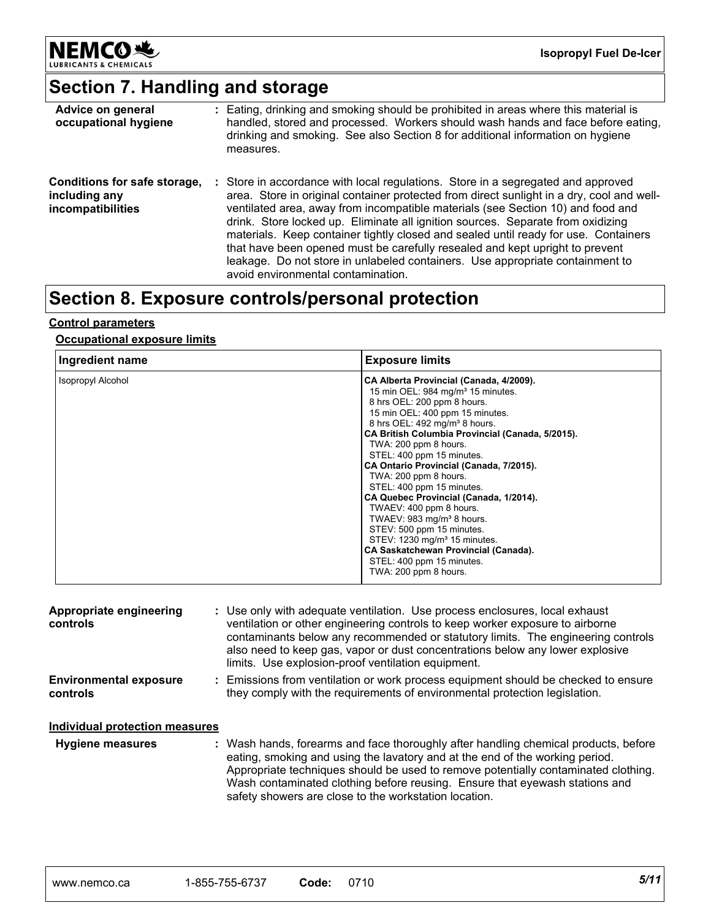## Section 7. Handling and storage

| | |
|---|---|
| **Advice on general occupational hygiene** | : Eating, drinking and smoking should be prohibited in areas where this material is handled, stored and processed. Workers should wash hands and face before eating, drinking and smoking. See also Section 8 for additional information on hygiene measures. |
| **Conditions for safe storage, including any incompatibilities** | : Store in accordance with local regulations. Store in a segregated and approved area. Store in original container protected from direct sunlight in a dry, cool and well-ventilated area, away from incompatible materials (see Section 10) and food and drink. Store locked up. Eliminate all ignition sources. Separate from oxidizing materials. Keep container tightly closed and sealed until ready for use. Containers that have been opened must be carefully resealed and kept upright to prevent leakage. Do not store in unlabeled containers. Use appropriate containment to avoid environmental contamination. |

## Section 8. Exposure controls/personal protection

**Control parameters**

**Occupational exposure limits**

| Ingredient name | Exposure limits |
|---|---|
| Isopropyl Alcohol | **CA Alberta Provincial (Canada, 4/2009).**<br>15 min OEL: 984 mg/m³ 15 minutes.<br>8 hrs OEL: 200 ppm 8 hours.<br>15 min OEL: 400 ppm 15 minutes.<br>8 hrs OEL: 492 mg/m³ 8 hours.<br>**CA British Columbia Provincial (Canada, 5/2015).**<br>TWA: 200 ppm 8 hours.<br>STEL: 400 ppm 15 minutes.<br>**CA Ontario Provincial (Canada, 7/2015).**<br>TWA: 200 ppm 8 hours.<br>STEL: 400 ppm 15 minutes.<br>**CA Quebec Provincial (Canada, 1/2014).**<br>TWAEV: 400 ppm 8 hours.<br>TWAEV: 983 mg/m³ 8 hours.<br>STEV: 500 ppm 15 minutes.<br>STEV: 1230 mg/m³ 15 minutes.<br>**CA Saskatchewan Provincial (Canada).**<br>STEL: 400 ppm 15 minutes.<br>TWA: 200 ppm 8 hours. |

| | |
|---|---|
| **Appropriate engineering controls** | : Use only with adequate ventilation. Use process enclosures, local exhaust ventilation or other engineering controls to keep worker exposure to airborne contaminants below any recommended or statutory limits. The engineering controls also need to keep gas, vapor or dust concentrations below any lower explosive limits. Use explosion-proof ventilation equipment. |
| **Environmental exposure controls** | : Emissions from ventilation or work process equipment should be checked to ensure they comply with the requirements of environmental protection legislation. |

**Individual protection measures**

| | |
|---|---|
| **Hygiene measures** | : Wash hands, forearms and face thoroughly after handling chemical products, before eating, smoking and using the lavatory and at the end of the working period. Appropriate techniques should be used to remove potentially contaminated clothing. Wash contaminated clothing before reusing. Ensure that eyewash stations and safety showers are close to the workstation location. |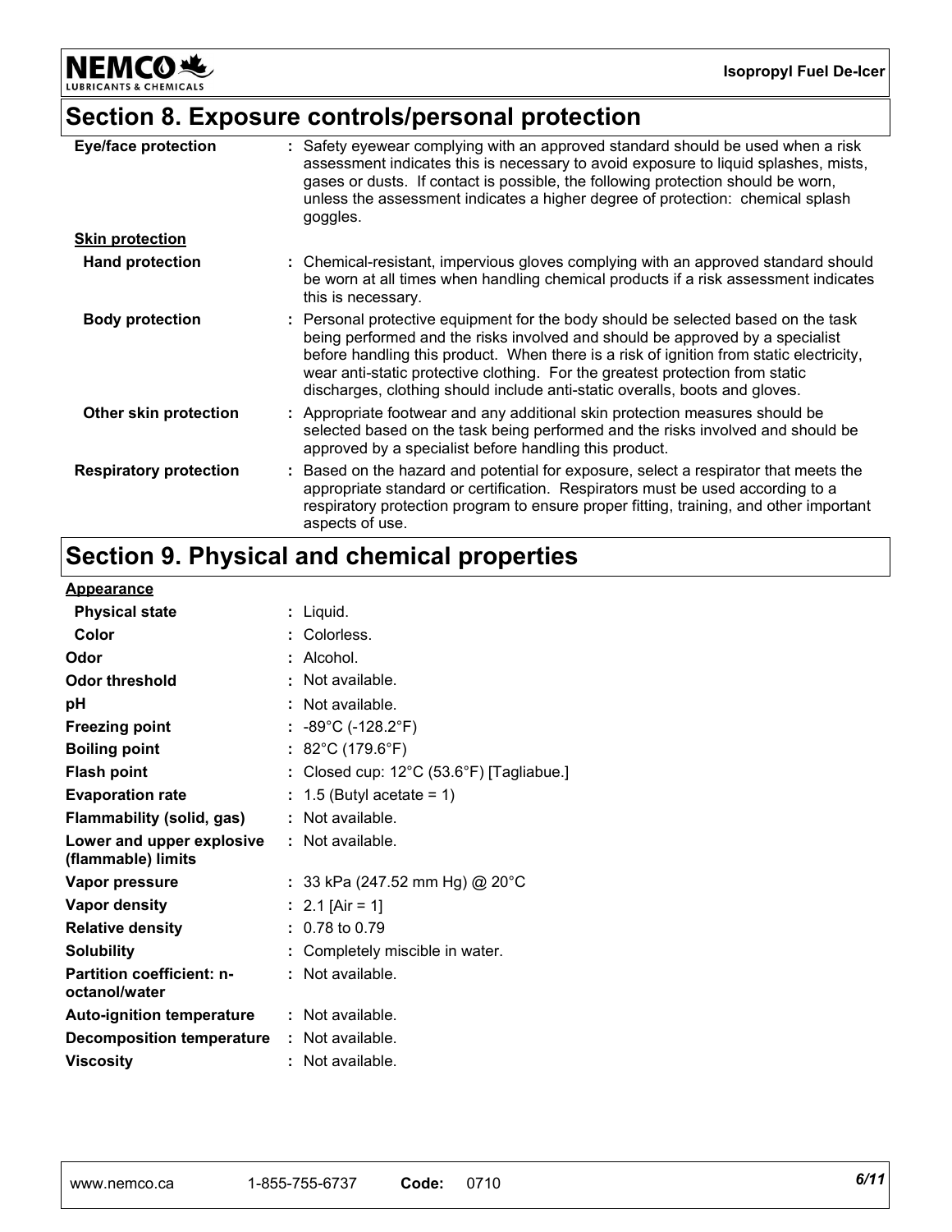## Section 8. Exposure controls/personal protection

| | |
|---|---|
| **Eye/face protection** | : Safety eyewear complying with an approved standard should be used when a risk assessment indicates this is necessary to avoid exposure to liquid splashes, mists, gases or dusts. If contact is possible, the following protection should be worn, unless the assessment indicates a higher degree of protection: chemical splash goggles. |
| **Skin protection** | |
| **Hand protection** | : Chemical-resistant, impervious gloves complying with an approved standard should be worn at all times when handling chemical products if a risk assessment indicates this is necessary. |
| **Body protection** | : Personal protective equipment for the body should be selected based on the task being performed and the risks involved and should be approved by a specialist before handling this product. When there is a risk of ignition from static electricity, wear anti-static protective clothing. For the greatest protection from static discharges, clothing should include anti-static overalls, boots and gloves. |
| **Other skin protection** | : Appropriate footwear and any additional skin protection measures should be selected based on the task being performed and the risks involved and should be approved by a specialist before handling this product. |
| **Respiratory protection** | : Based on the hazard and potential for exposure, select a respirator that meets the appropriate standard or certification. Respirators must be used according to a respiratory protection program to ensure proper fitting, training, and other important aspects of use. |

## Section 9. Physical and chemical properties

| | |
|---|---|
| **Appearance** | |
| **Physical state** | : Liquid. |
| **Color** | : Colorless. |
| **Odor** | : Alcohol. |
| **Odor threshold** | : Not available. |
| **pH** | : Not available. |
| **Freezing point** | : -89°C (-128.2°F) |
| **Boiling point** | : 82°C (179.6°F) |
| **Flash point** | : Closed cup: 12°C (53.6°F) [Tagliabue.] |
| **Evaporation rate** | : 1.5 (Butyl acetate = 1) |
| **Flammability (solid, gas)** | : Not available. |
| **Lower and upper explosive (flammable) limits** | : Not available. |
| **Vapor pressure** | : 33 kPa (247.52 mm Hg) @ 20°C |
| **Vapor density** | : 2.1 [Air = 1] |
| **Relative density** | : 0.78 to 0.79 |
| **Solubility** | : Completely miscible in water. |
| **Partition coefficient: n-octanol/water** | : Not available. |
| **Auto-ignition temperature** | : Not available. |
| **Decomposition temperature** | : Not available. |
| **Viscosity** | : Not available. |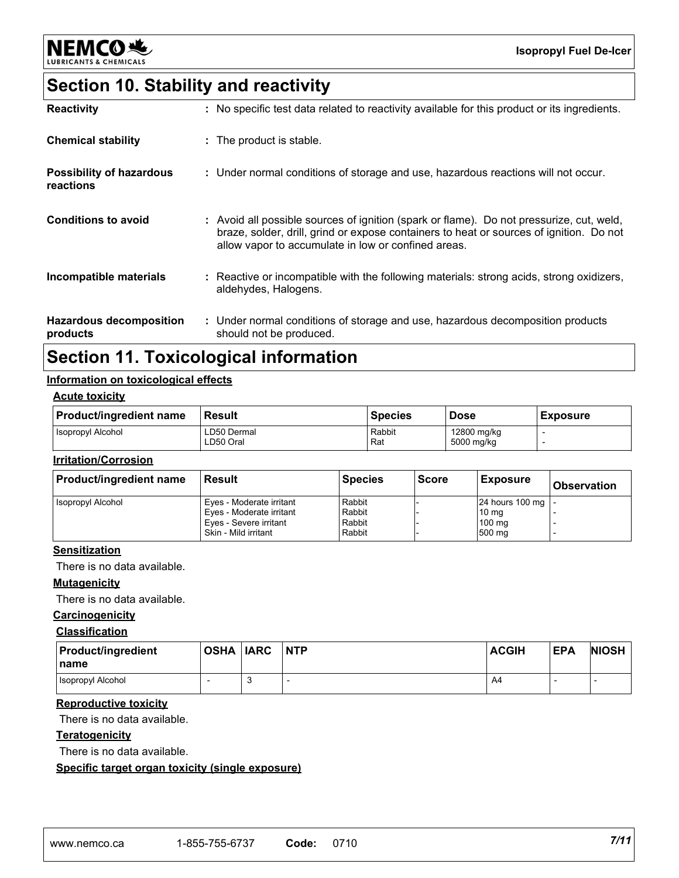## Section 10. Stability and reactivity

**Reactivity** : No specific test data related to reactivity available for this product or its ingredients.

**Chemical stability** : The product is stable.

**Possibility of hazardous reactions** : Under normal conditions of storage and use, hazardous reactions will not occur.

**Conditions to avoid** : Avoid all possible sources of ignition (spark or flame). Do not pressurize, cut, weld, braze, solder, drill, grind or expose containers to heat or sources of ignition. Do not allow vapor to accumulate in low or confined areas.

**Incompatible materials** : Reactive or incompatible with the following materials: strong acids, strong oxidizers, aldehydes, Halogens.

**Hazardous decomposition products** : Under normal conditions of storage and use, hazardous decomposition products should not be produced.

## Section 11. Toxicological information

**Information on toxicological effects**

**Acute toxicity**

| Product/ingredient name | Result | Species | Dose | Exposure |
|---|---|---|---|---|
| Isopropyl Alcohol | LD50 Dermal<br>LD50 Oral | Rabbit<br>Rat | 12800 mg/kg<br>5000 mg/kg | -<br>- |

**Irritation/Corrosion**

| Product/ingredient name | Result | Species | Score | Exposure | Observation |
|---|---|---|---|---|---|
| Isopropyl Alcohol | Eyes - Moderate irritant<br>Eyes - Moderate irritant<br>Eyes - Severe irritant<br>Skin - Mild irritant | Rabbit<br>Rabbit<br>Rabbit<br>Rabbit | -<br>-<br>-<br>- | 24 hours 100 mg<br>10 mg<br>100 mg<br>500 mg | -<br>-<br>-<br>- |

**Sensitization**

There is no data available.

**Mutagenicity**

There is no data available.

**Carcinogenicity**

**Classification**

| Product/ingredient name | OSHA | IARC | NTP | ACGIH | EPA | NIOSH |
|---|---|---|---|---|---|---|
| Isopropyl Alcohol | - | 3 | - | A4 | - | - |

**Reproductive toxicity**

There is no data available.

**Teratogenicity**

There is no data available.

**Specific target organ toxicity (single exposure)**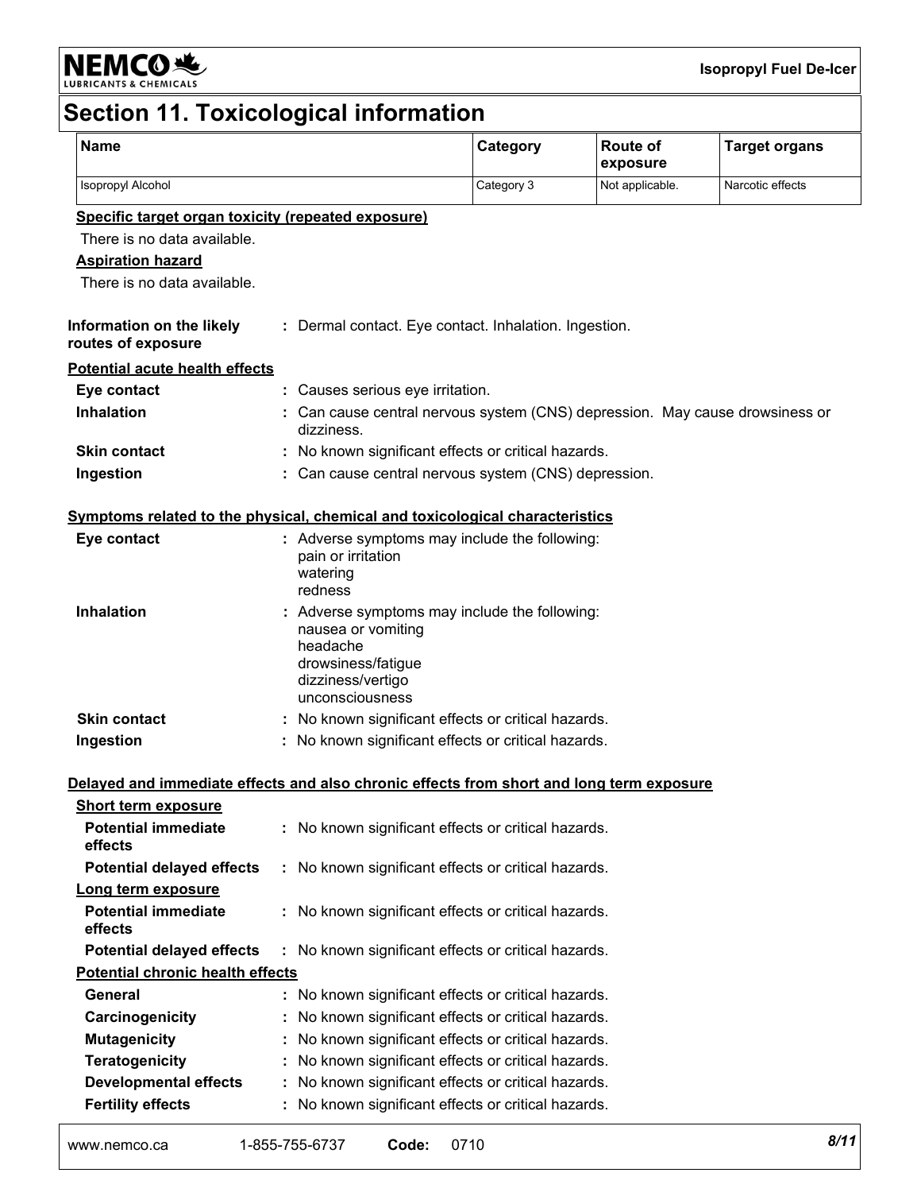## Section 11. Toxicological information

| Name | Category | Route of exposure | Target organs |
|---|---|---|---|
| Isopropyl Alcohol | Category 3 | Not applicable. | Narcotic effects |

**Specific target organ toxicity (repeated exposure)**

There is no data available.

**Aspiration hazard**

There is no data available.

**Information on the likely routes of exposure** : Dermal contact. Eye contact. Inhalation. Ingestion.

**Potential acute health effects**

- **Eye contact** : Causes serious eye irritation.
- **Inhalation** : Can cause central nervous system (CNS) depression. May cause drowsiness or dizziness.
- **Skin contact** : No known significant effects or critical hazards.
- **Ingestion** : Can cause central nervous system (CNS) depression.

**Symptoms related to the physical, chemical and toxicological characteristics**

- **Eye contact** : Adverse symptoms may include the following:
  - pain or irritation
  - watering
  - redness
- **Inhalation** : Adverse symptoms may include the following:
  - nausea or vomiting
  - headache
  - drowsiness/fatigue
  - dizziness/vertigo
  - unconsciousness
- **Skin contact** : No known significant effects or critical hazards.
- **Ingestion** : No known significant effects or critical hazards.

**Delayed and immediate effects and also chronic effects from short and long term exposure**

**Short term exposure**

- **Potential immediate effects** : No known significant effects or critical hazards.
- **Potential delayed effects** : No known significant effects or critical hazards.

**Long term exposure**

- **Potential immediate effects** : No known significant effects or critical hazards.
- **Potential delayed effects** : No known significant effects or critical hazards.

**Potential chronic health effects**

- **General** : No known significant effects or critical hazards.
- **Carcinogenicity** : No known significant effects or critical hazards.
- **Mutagenicity** : No known significant effects or critical hazards.
- **Teratogenicity** : No known significant effects or critical hazards.
- **Developmental effects** : No known significant effects or critical hazards.
- **Fertility effects** : No known significant effects or critical hazards.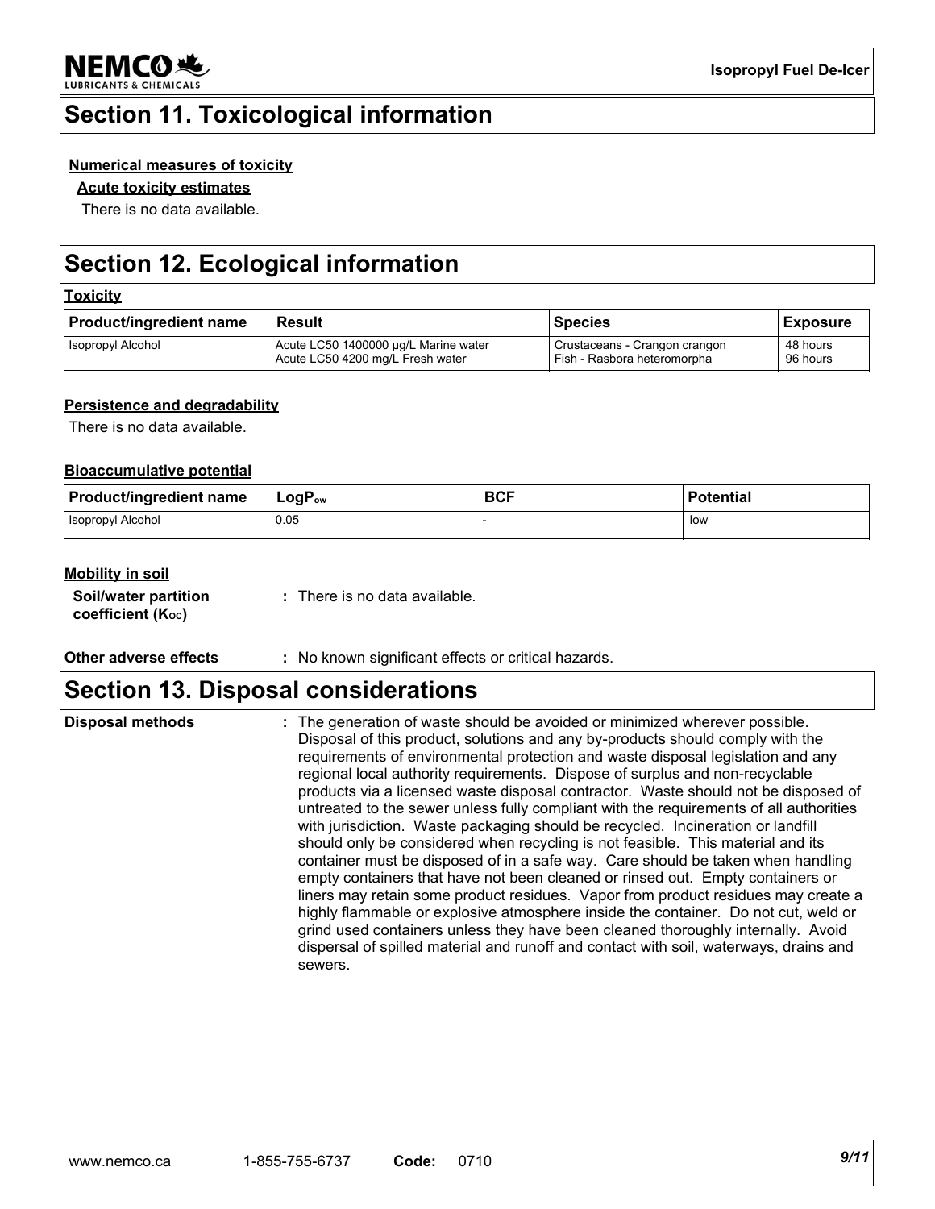## Section 11. Toxicological information

**Numerical measures of toxicity**

**Acute toxicity estimates**

There is no data available.

## Section 12. Ecological information

**Toxicity**

| Product/ingredient name | Result | Species | Exposure |
|---|---|---|---|
| Isopropyl Alcohol | Acute LC50 1400000 µg/L Marine water<br>Acute LC50 4200 mg/L Fresh water | Crustaceans - Crangon crangon<br>Fish - Rasbora heteromorpha | 48 hours<br>96 hours |

**Persistence and degradability**

There is no data available.

**Bioaccumulative potential**

| Product/ingredient name | $LogP_{ow}$ | BCF | Potential |
|---|---|---|---|
| Isopropyl Alcohol | 0.05 | - | low |

**Mobility in soil**

**Soil/water partition coefficient ($K_{OC}$)** : There is no data available.

**Other adverse effects** : No known significant effects or critical hazards.

## Section 13. Disposal considerations

**Disposal methods** : The generation of waste should be avoided or minimized wherever possible. Disposal of this product, solutions and any by-products should comply with the requirements of environmental protection and waste disposal legislation and any regional local authority requirements. Dispose of surplus and non-recyclable products via a licensed waste disposal contractor. Waste should not be disposed of untreated to the sewer unless fully compliant with the requirements of all authorities with jurisdiction. Waste packaging should be recycled. Incineration or landfill should only be considered when recycling is not feasible. This material and its container must be disposed of in a safe way. Care should be taken when handling empty containers that have not been cleaned or rinsed out. Empty containers or liners may retain some product residues. Vapor from product residues may create a highly flammable or explosive atmosphere inside the container. Do not cut, weld or grind used containers unless they have been cleaned thoroughly internally. Avoid dispersal of spilled material and runoff and contact with soil, waterways, drains and sewers.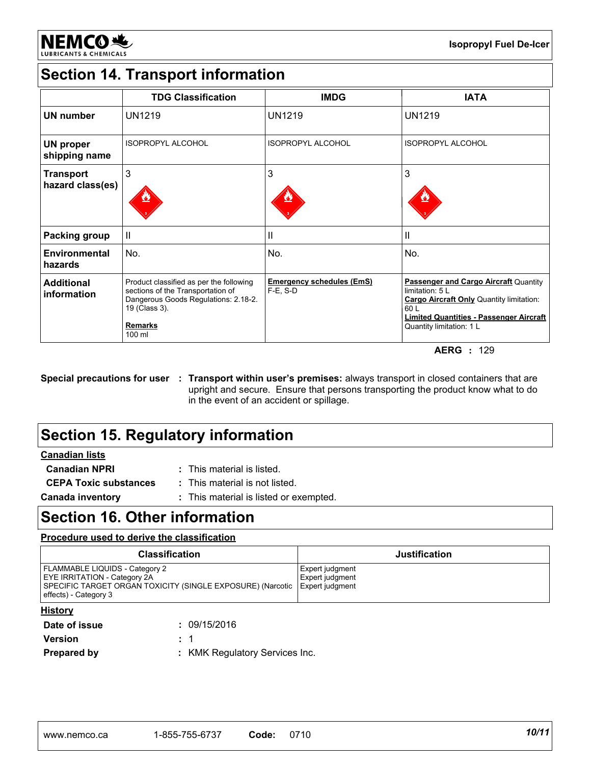## Section 14. Transport information

| | TDG Classification | IMDG | IATA |
|---|---|---|---|
| **UN number** | UN1219 | UN1219 | UN1219 |
| **UN proper shipping name** | ISOPROPYL ALCOHOL | ISOPROPYL ALCOHOL | ISOPROPYL ALCOHOL |
| **Transport hazard class(es)** | 3 | 3 | 3 |
| **Packing group** | II | II | II |
| **Environmental hazards** | No. | No. | No. |
| **Additional information** | Product classified as per the following sections of the Transportation of Dangerous Goods Regulations: 2.18-2.19 (Class 3).<br><br>**Remarks**<br>100 ml | **Emergency schedules (EmS)**<br>F-E, S-D | **Passenger and Cargo Aircraft** Quantity limitation: 5 L<br>**Cargo Aircraft Only** Quantity limitation: 60 L<br>**Limited Quantities - Passenger Aircraft** Quantity limitation: 1 L |

**AERG :** 129

**Special precautions for user :** **Transport within user's premises:** always transport in closed containers that are upright and secure. Ensure that persons transporting the product know what to do in the event of an accident or spillage.

## Section 15. Regulatory information

**Canadian lists**

**Canadian NPRI** : This material is listed.

**CEPA Toxic substances** : This material is not listed.

**Canada inventory** : This material is listed or exempted.

## Section 16. Other information

**Procedure used to derive the classification**

| Classification | Justification |
|---|---|
| FLAMMABLE LIQUIDS - Category 2<br>EYE IRRITATION - Category 2A<br>SPECIFIC TARGET ORGAN TOXICITY (SINGLE EXPOSURE) (Narcotic effects) - Category 3 | Expert judgment<br>Expert judgment<br>Expert judgment |

**History**

**Date of issue** : 09/15/2016

**Version** : 1

**Prepared by** : KMK Regulatory Services Inc.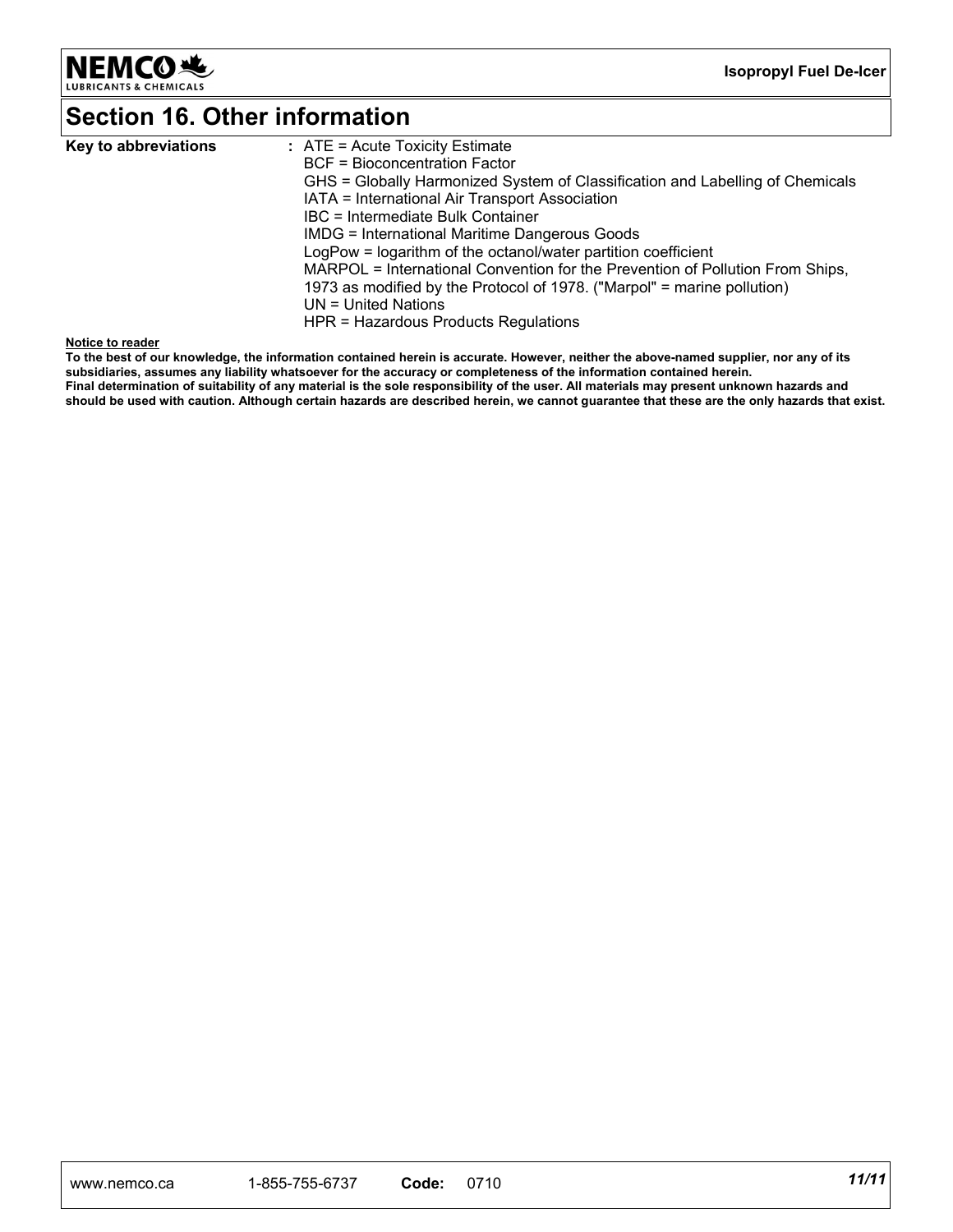## Section 16. Other information

**Key to abbreviations** : ATE = Acute Toxicity Estimate
BCF = Bioconcentration Factor
GHS = Globally Harmonized System of Classification and Labelling of Chemicals
IATA = International Air Transport Association
IBC = Intermediate Bulk Container
IMDG = International Maritime Dangerous Goods
LogPow = logarithm of the octanol/water partition coefficient
MARPOL = International Convention for the Prevention of Pollution From Ships, 1973 as modified by the Protocol of 1978. ("Marpol" = marine pollution)
UN = United Nations
HPR = Hazardous Products Regulations

**Notice to reader**

**To the best of our knowledge, the information contained herein is accurate. However, neither the above-named supplier, nor any of its subsidiaries, assumes any liability whatsoever for the accuracy or completeness of the information contained herein.**
**Final determination of suitability of any material is the sole responsibility of the user. All materials may present unknown hazards and should be used with caution. Although certain hazards are described herein, we cannot guarantee that these are the only hazards that exist.**